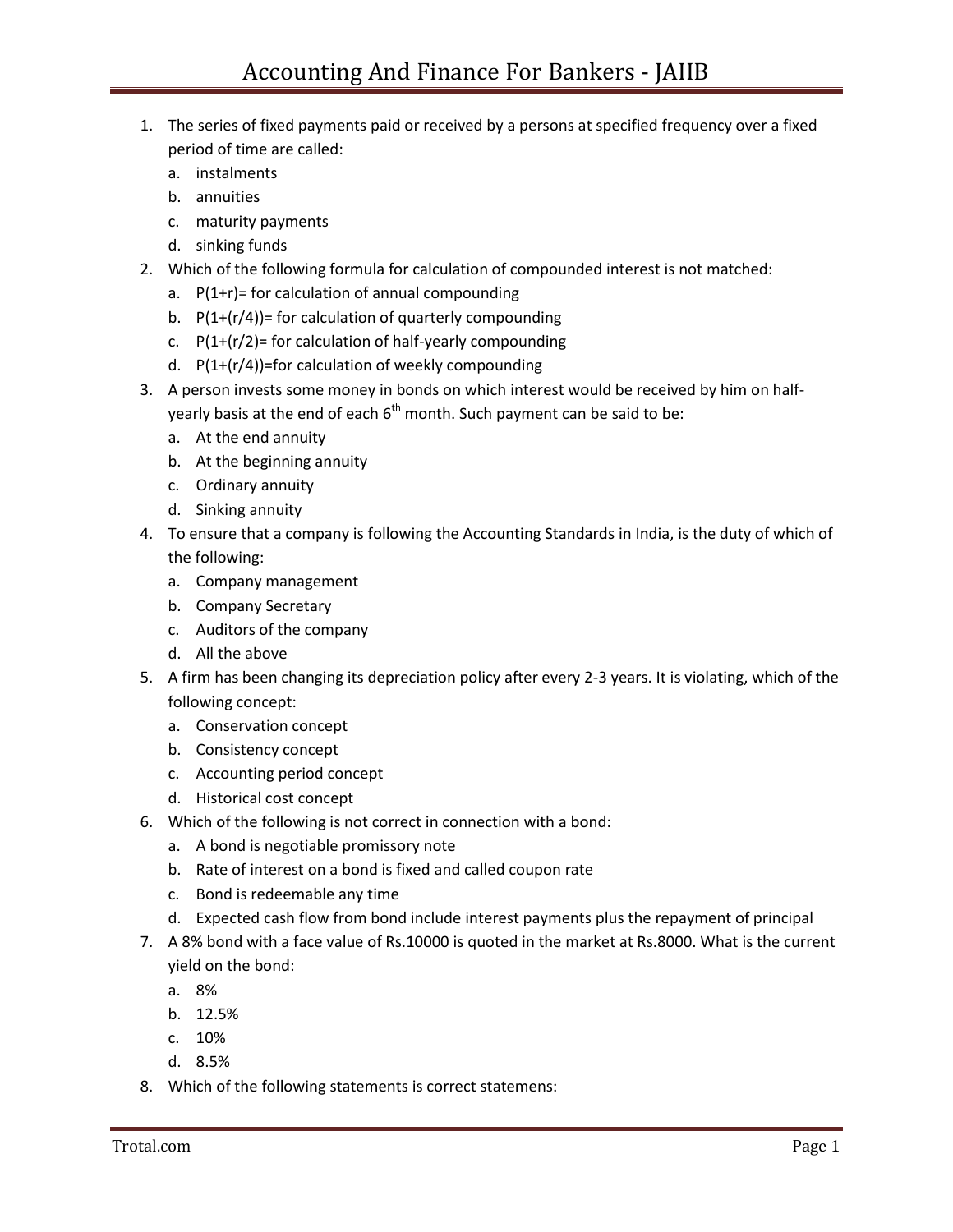# Accounting And Finance For Bankers - JAIIB

1. The series of fixed payments paid or received by a persons at specified frequency over a fixed period of time are called:
   a. instalments
   b. annuities
   c. maturity payments
   d. sinking funds
2. Which of the following formula for calculation of compounded interest is not matched:
   a. $P(1+r)=$ for calculation of annual compounding
   b. $P(1+(r/4))=$ for calculation of quarterly compounding
   c. $P(1+(r/2)=$ for calculation of half-yearly compounding
   d. $P(1+(r/4))=$for calculation of weekly compounding
3. A person invests some money in bonds on which interest would be received by him on half-yearly basis at the end of each 6th month. Such payment can be said to be:
   a. At the end annuity
   b. At the beginning annuity
   c. Ordinary annuity
   d. Sinking annuity
4. To ensure that a company is following the Accounting Standards in India, is the duty of which of the following:
   a. Company management
   b. Company Secretary
   c. Auditors of the company
   d. All the above
5. A firm has been changing its depreciation policy after every 2-3 years. It is violating, which of the following concept:
   a. Conservation concept
   b. Consistency concept
   c. Accounting period concept
   d. Historical cost concept
6. Which of the following is not correct in connection with a bond:
   a. A bond is negotiable promissory note
   b. Rate of interest on a bond is fixed and called coupon rate
   c. Bond is redeemable any time
   d. Expected cash flow from bond include interest payments plus the repayment of principal
7. A 8% bond with a face value of Rs.10000 is quoted in the market at Rs.8000. What is the current yield on the bond:
   a. 8%
   b. 12.5%
   c. 10%
   d. 8.5%
8. Which of the following statements is correct statemens: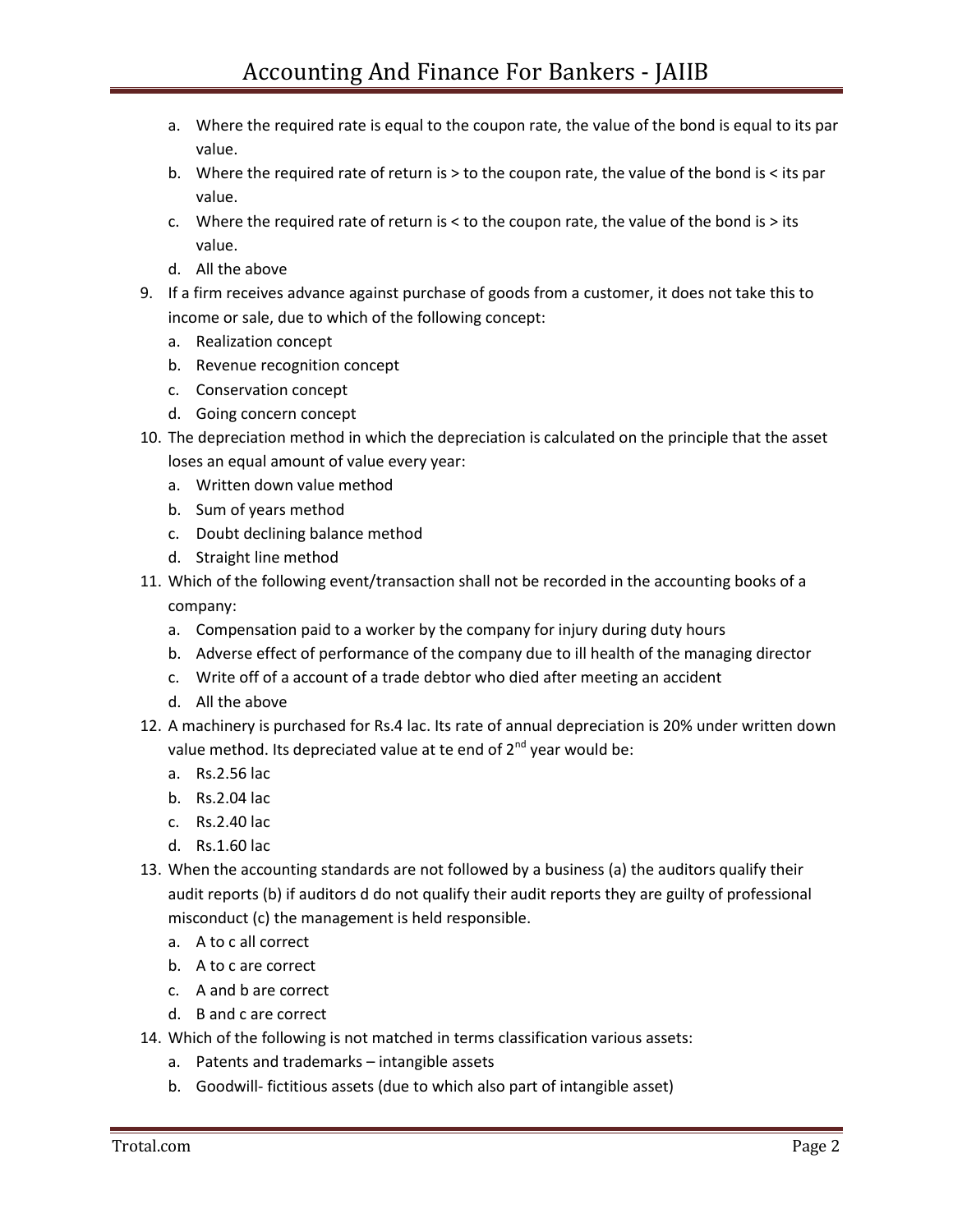a. Where the required rate is equal to the coupon rate, the value of the bond is equal to its par value.
b. Where the required rate of return is > to the coupon rate, the value of the bond is < its par value.
c. Where the required rate of return is < to the coupon rate, the value of the bond is > its value.
d. All the above

9. If a firm receives advance against purchase of goods from a customer, it does not take this to income or sale, due to which of the following concept:
   a. Realization concept
   b. Revenue recognition concept
   c. Conservation concept
   d. Going concern concept
10. The depreciation method in which the depreciation is calculated on the principle that the asset loses an equal amount of value every year:
    a. Written down value method
    b. Sum of years method
    c. Doubt declining balance method
    d. Straight line method
11. Which of the following event/transaction shall not be recorded in the accounting books of a company:
    a. Compensation paid to a worker by the company for injury during duty hours
    b. Adverse effect of performance of the company due to ill health of the managing director
    c. Write off of a account of a trade debtor who died after meeting an accident
    d. All the above
12. A machinery is purchased for Rs.4 lac. Its rate of annual depreciation is 20% under written down value method. Its depreciated value at te end of 2nd year would be:
    a. Rs.2.56 lac
    b. Rs.2.04 lac
    c. Rs.2.40 lac
    d. Rs.1.60 lac
13. When the accounting standards are not followed by a business (a) the auditors qualify their audit reports (b) if auditors d do not qualify their audit reports they are guilty of professional misconduct (c) the management is held responsible.
    a. A to c all correct
    b. A to c are correct
    c. A and b are correct
    d. B and c are correct
14. Which of the following is not matched in terms classification various assets:
    a. Patents and trademarks – intangible assets
    b. Goodwill- fictitious assets (due to which also part of intangible asset)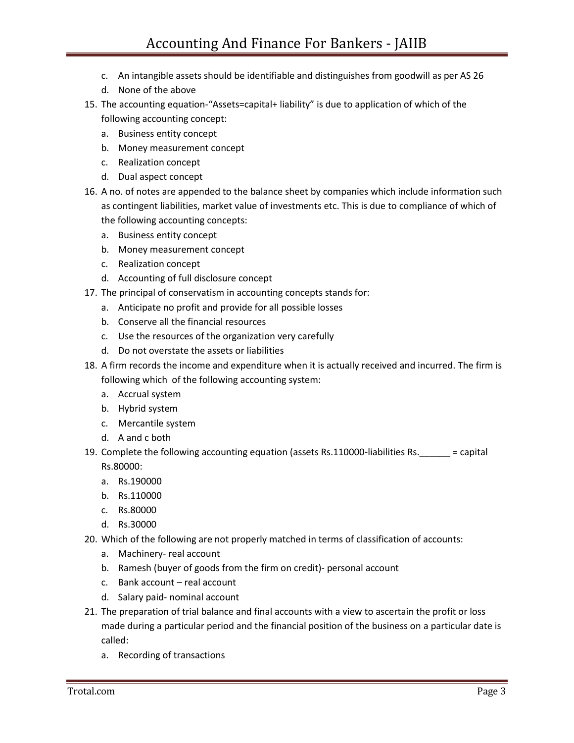c. An intangible assets should be identifiable and distinguishes from goodwill as per AS 26
d. None of the above

15. The accounting equation-"Assets=capital+ liability" is due to application of which of the following accounting concept:
    a. Business entity concept
    b. Money measurement concept
    c. Realization concept
    d. Dual aspect concept
16. A no. of notes are appended to the balance sheet by companies which include information such as contingent liabilities, market value of investments etc. This is due to compliance of which of the following accounting concepts:
    a. Business entity concept
    b. Money measurement concept
    c. Realization concept
    d. Accounting of full disclosure concept
17. The principal of conservatism in accounting concepts stands for:
    a. Anticipate no profit and provide for all possible losses
    b. Conserve all the financial resources
    c. Use the resources of the organization very carefully
    d. Do not overstate the assets or liabilities
18. A firm records the income and expenditure when it is actually received and incurred. The firm is following which of the following accounting system:
    a. Accrual system
    b. Hybrid system
    c. Mercantile system
    d. A and c both
19. Complete the following accounting equation (assets Rs.110000-liabilities Rs.______ = capital Rs.80000:
    a. Rs.190000
    b. Rs.110000
    c. Rs.80000
    d. Rs.30000
20. Which of the following are not properly matched in terms of classification of accounts:
    a. Machinery- real account
    b. Ramesh (buyer of goods from the firm on credit)- personal account
    c. Bank account – real account
    d. Salary paid- nominal account
21. The preparation of trial balance and final accounts with a view to ascertain the profit or loss made during a particular period and the financial position of the business on a particular date is called:
    a. Recording of transactions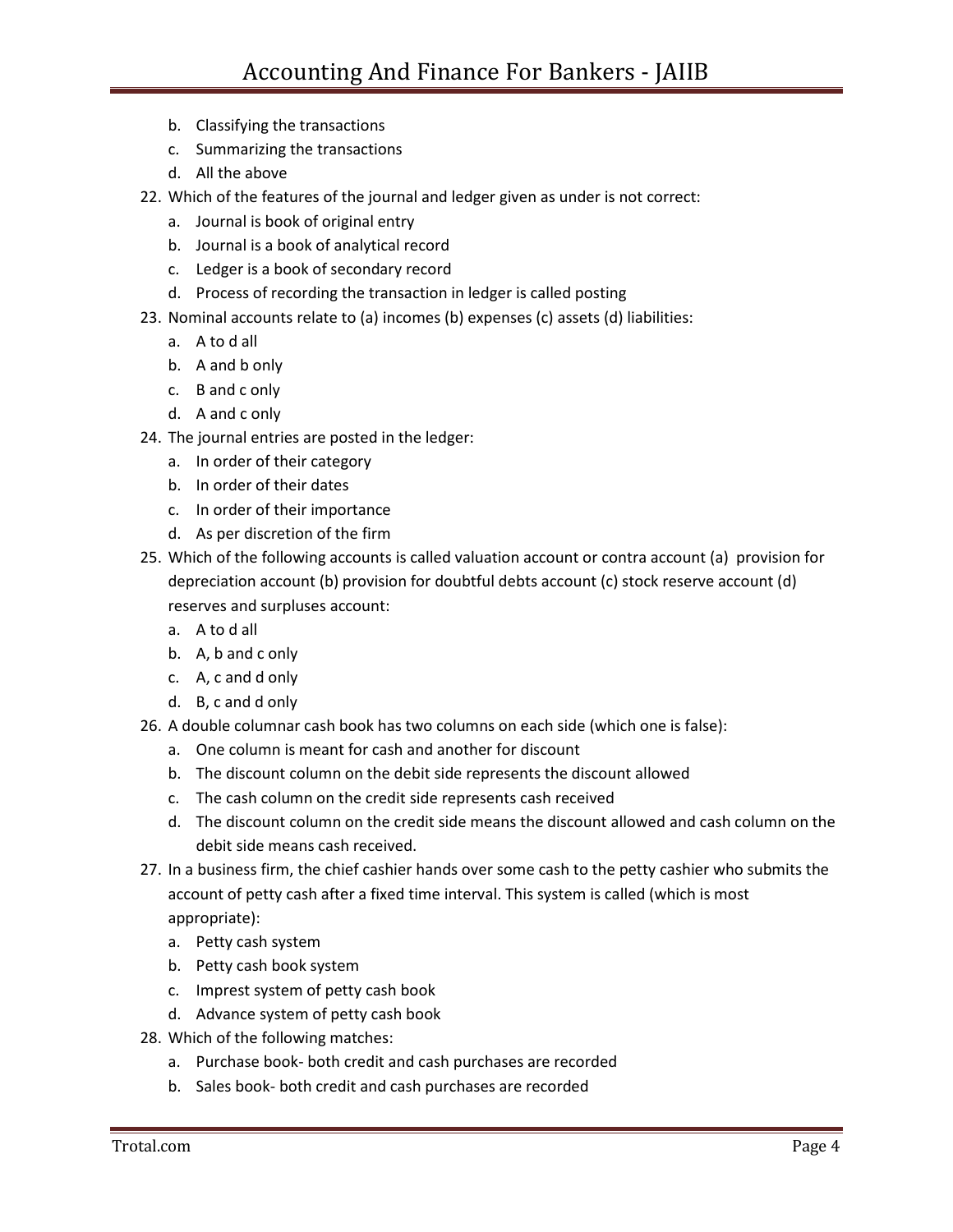b. Classifying the transactions
   c. Summarizing the transactions
   d. All the above

22. Which of the features of the journal and ledger given as under is not correct:
    a. Journal is book of original entry
    b. Journal is a book of analytical record
    c. Ledger is a book of secondary record
    d. Process of recording the transaction in ledger is called posting
23. Nominal accounts relate to (a) incomes (b) expenses (c) assets (d) liabilities:
    a. A to d all
    b. A and b only
    c. B and c only
    d. A and c only
24. The journal entries are posted in the ledger:
    a. In order of their category
    b. In order of their dates
    c. In order of their importance
    d. As per discretion of the firm
25. Which of the following accounts is called valuation account or contra account (a) provision for depreciation account (b) provision for doubtful debts account (c) stock reserve account (d) reserves and surpluses account:
    a. A to d all
    b. A, b and c only
    c. A, c and d only
    d. B, c and d only
26. A double columnar cash book has two columns on each side (which one is false):
    a. One column is meant for cash and another for discount
    b. The discount column on the debit side represents the discount allowed
    c. The cash column on the credit side represents cash received
    d. The discount column on the credit side means the discount allowed and cash column on the debit side means cash received.
27. In a business firm, the chief cashier hands over some cash to the petty cashier who submits the account of petty cash after a fixed time interval. This system is called (which is most appropriate):
    a. Petty cash system
    b. Petty cash book system
    c. Imprest system of petty cash book
    d. Advance system of petty cash book
28. Which of the following matches:
    a. Purchase book- both credit and cash purchases are recorded
    b. Sales book- both credit and cash purchases are recorded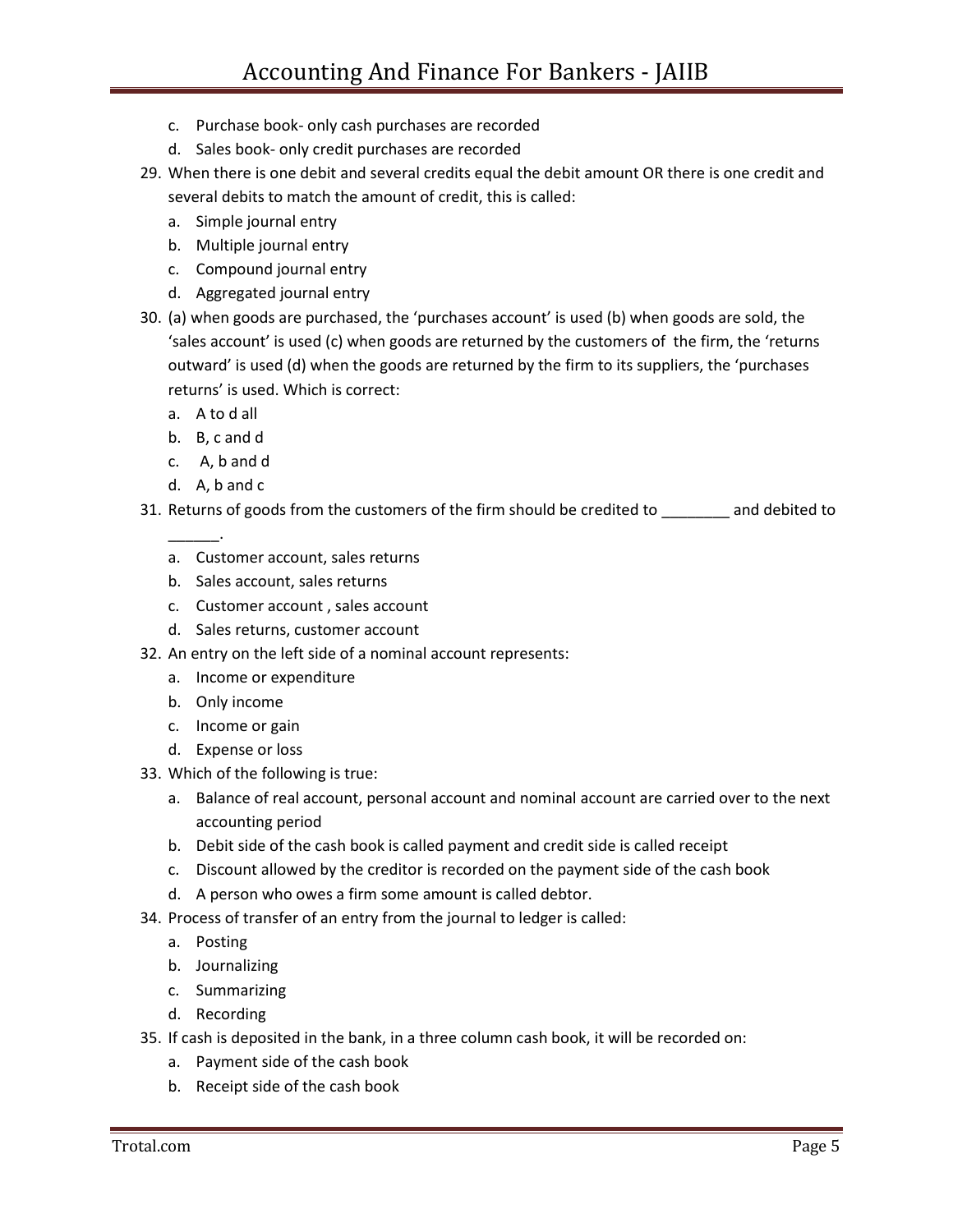c. Purchase book- only cash purchases are recorded
d. Sales book- only credit purchases are recorded

29. When there is one debit and several credits equal the debit amount OR there is one credit and several debits to match the amount of credit, this is called:
    a. Simple journal entry
    b. Multiple journal entry
    c. Compound journal entry
    d. Aggregated journal entry
30. (a) when goods are purchased, the 'purchases account' is used (b) when goods are sold, the 'sales account' is used (c) when goods are returned by the customers of the firm, the 'returns outward' is used (d) when the goods are returned by the firm to its suppliers, the 'purchases returns' is used. Which is correct:
    a. A to d all
    b. B, c and d
    c. A, b and d
    d. A, b and c
31. Returns of goods from the customers of the firm should be credited to ________ and debited to ______.
    a. Customer account, sales returns
    b. Sales account, sales returns
    c. Customer account , sales account
    d. Sales returns, customer account
32. An entry on the left side of a nominal account represents:
    a. Income or expenditure
    b. Only income
    c. Income or gain
    d. Expense or loss
33. Which of the following is true:
    a. Balance of real account, personal account and nominal account are carried over to the next accounting period
    b. Debit side of the cash book is called payment and credit side is called receipt
    c. Discount allowed by the creditor is recorded on the payment side of the cash book
    d. A person who owes a firm some amount is called debtor.
34. Process of transfer of an entry from the journal to ledger is called:
    a. Posting
    b. Journalizing
    c. Summarizing
    d. Recording
35. If cash is deposited in the bank, in a three column cash book, it will be recorded on:
    a. Payment side of the cash book
    b. Receipt side of the cash book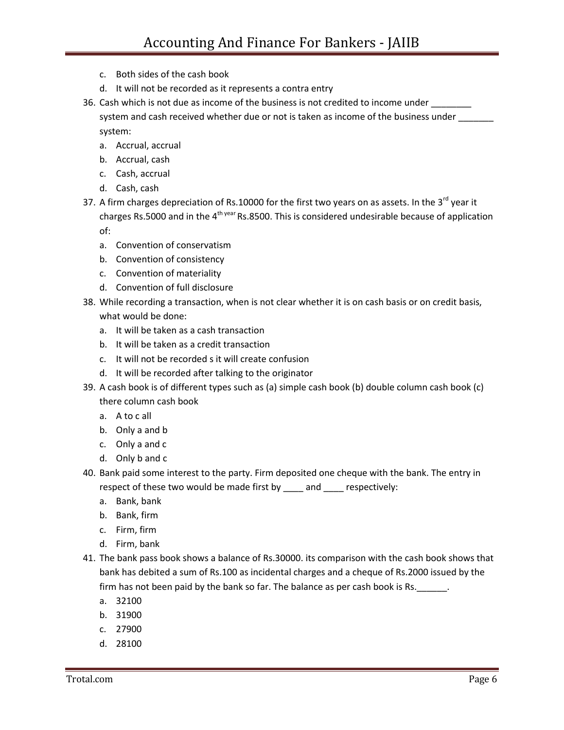c. Both sides of the cash book
d. It will not be recorded as it represents a contra entry

36. Cash which is not due as income of the business is not credited to income under ________ system and cash received whether due or not is taken as income of the business under _______ system:
    a. Accrual, accrual
    b. Accrual, cash
    c. Cash, accrual
    d. Cash, cash
37. A firm charges depreciation of Rs.10000 for the first two years on as assets. In the 3rd year it charges Rs.5000 and in the 4th year Rs.8500. This is considered undesirable because of application of:
    a. Convention of conservatism
    b. Convention of consistency
    c. Convention of materiality
    d. Convention of full disclosure
38. While recording a transaction, when is not clear whether it is on cash basis or on credit basis, what would be done:
    a. It will be taken as a cash transaction
    b. It will be taken as a credit transaction
    c. It will not be recorded s it will create confusion
    d. It will be recorded after talking to the originator
39. A cash book is of different types such as (a) simple cash book (b) double column cash book (c) there column cash book
    a. A to c all
    b. Only a and b
    c. Only a and c
    d. Only b and c
40. Bank paid some interest to the party. Firm deposited one cheque with the bank. The entry in respect of these two would be made first by ____ and ____ respectively:
    a. Bank, bank
    b. Bank, firm
    c. Firm, firm
    d. Firm, bank
41. The bank pass book shows a balance of Rs.30000. its comparison with the cash book shows that bank has debited a sum of Rs.100 as incidental charges and a cheque of Rs.2000 issued by the firm has not been paid by the bank so far. The balance as per cash book is Rs.______.
    a. 32100
    b. 31900
    c. 27900
    d. 28100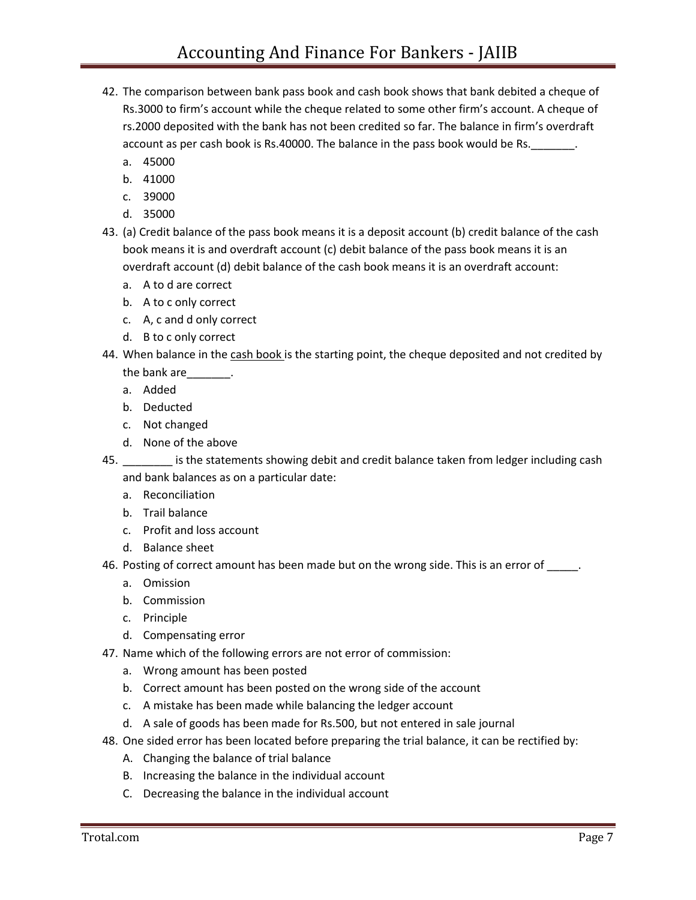42. The comparison between bank pass book and cash book shows that bank debited a cheque of Rs.3000 to firm's account while the cheque related to some other firm's account. A cheque of rs.2000 deposited with the bank has not been credited so far. The balance in firm's overdraft account as per cash book is Rs.40000. The balance in the pass book would be Rs._______.
    a. 45000
    b. 41000
    c. 39000
    d. 35000
43. (a) Credit balance of the pass book means it is a deposit account (b) credit balance of the cash book means it is and overdraft account (c) debit balance of the pass book means it is an overdraft account (d) debit balance of the cash book means it is an overdraft account:
    a. A to d are correct
    b. A to c only correct
    c. A, c and d only correct
    d. B to c only correct
44. When balance in the cash book is the starting point, the cheque deposited and not credited by the bank are_______.
    a. Added
    b. Deducted
    c. Not changed
    d. None of the above
45. ________ is the statements showing debit and credit balance taken from ledger including cash and bank balances as on a particular date:
    a. Reconciliation
    b. Trail balance
    c. Profit and loss account
    d. Balance sheet
46. Posting of correct amount has been made but on the wrong side. This is an error of _____.
    a. Omission
    b. Commission
    c. Principle
    d. Compensating error
47. Name which of the following errors are not error of commission:
    a. Wrong amount has been posted
    b. Correct amount has been posted on the wrong side of the account
    c. A mistake has been made while balancing the ledger account
    d. A sale of goods has been made for Rs.500, but not entered in sale journal
48. One sided error has been located before preparing the trial balance, it can be rectified by:
    A. Changing the balance of trial balance
    B. Increasing the balance in the individual account
    C. Decreasing the balance in the individual account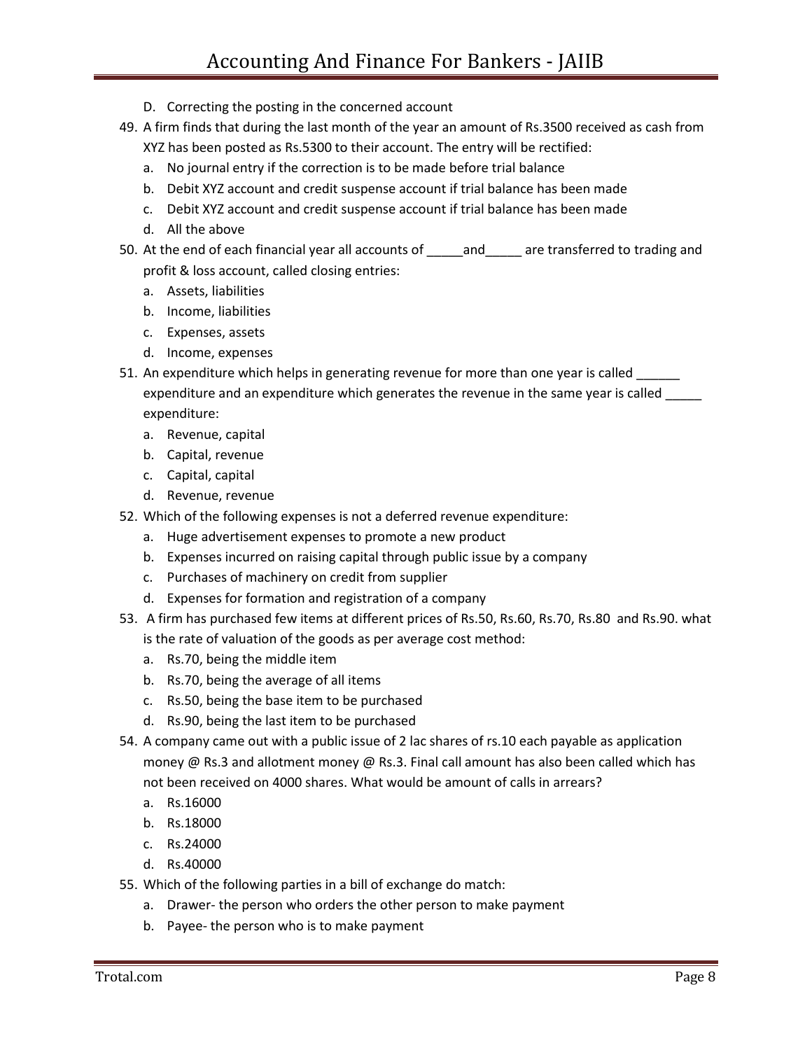D. Correcting the posting in the concerned account

49. A firm finds that during the last month of the year an amount of Rs.3500 received as cash from XYZ has been posted as Rs.5300 to their account. The entry will be rectified:
   a. No journal entry if the correction is to be made before trial balance
   b. Debit XYZ account and credit suspense account if trial balance has been made
   c. Debit XYZ account and credit suspense account if trial balance has been made
   d. All the above

50. At the end of each financial year all accounts of _____and_____ are transferred to trading and profit & loss account, called closing entries:
   a. Assets, liabilities
   b. Income, liabilities
   c. Expenses, assets
   d. Income, expenses

51. An expenditure which helps in generating revenue for more than one year is called ______ expenditure and an expenditure which generates the revenue in the same year is called _____ expenditure:
   a. Revenue, capital
   b. Capital, revenue
   c. Capital, capital
   d. Revenue, revenue

52. Which of the following expenses is not a deferred revenue expenditure:
   a. Huge advertisement expenses to promote a new product
   b. Expenses incurred on raising capital through public issue by a company
   c. Purchases of machinery on credit from supplier
   d. Expenses for formation and registration of a company

53. A firm has purchased few items at different prices of Rs.50, Rs.60, Rs.70, Rs.80 and Rs.90. what is the rate of valuation of the goods as per average cost method:
   a. Rs.70, being the middle item
   b. Rs.70, being the average of all items
   c. Rs.50, being the base item to be purchased
   d. Rs.90, being the last item to be purchased

54. A company came out with a public issue of 2 lac shares of rs.10 each payable as application money @ Rs.3 and allotment money @ Rs.3. Final call amount has also been called which has not been received on 4000 shares. What would be amount of calls in arrears?
   a. Rs.16000
   b. Rs.18000
   c. Rs.24000
   d. Rs.40000

55. Which of the following parties in a bill of exchange do match:
   a. Drawer- the person who orders the other person to make payment
   b. Payee- the person who is to make payment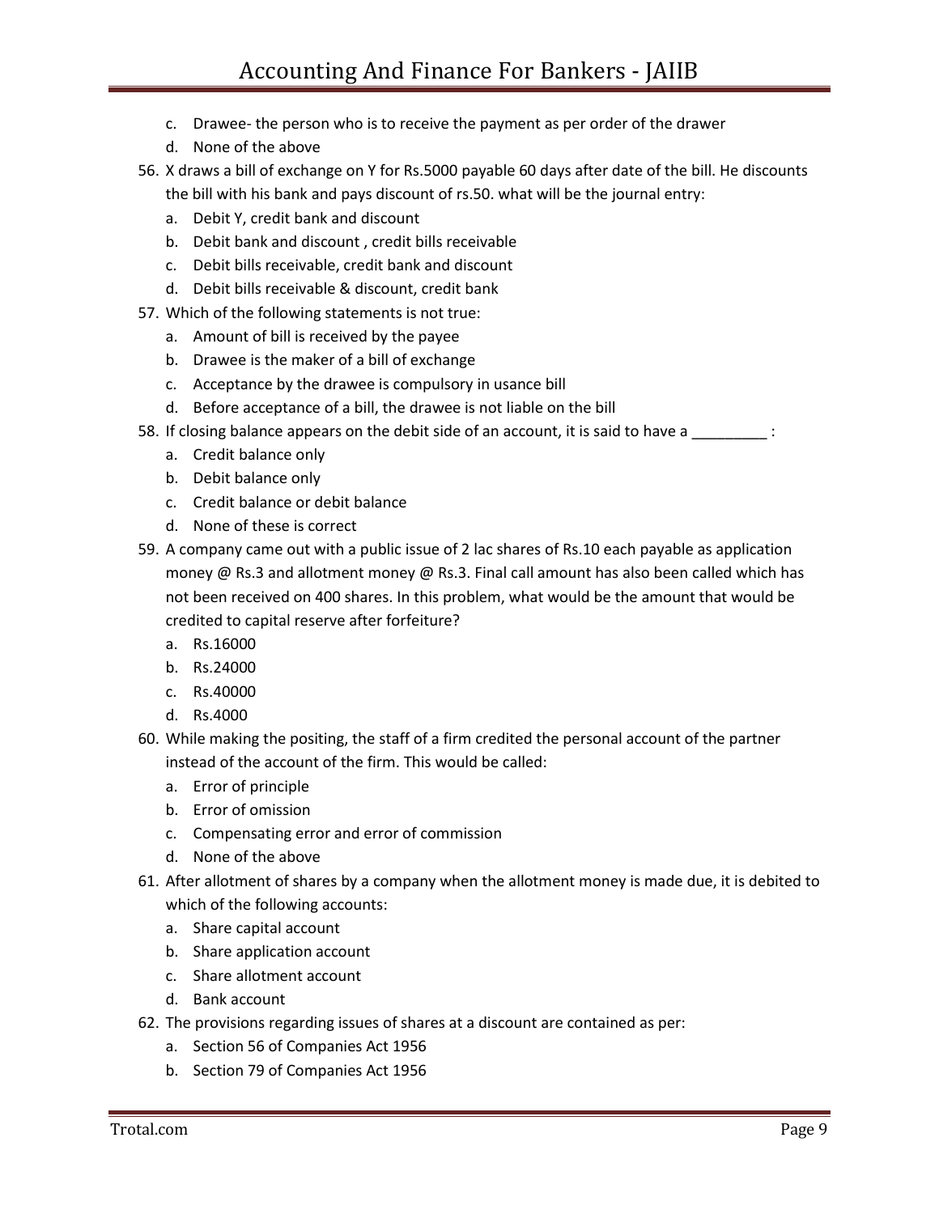c. Drawee- the person who is to receive the payment as per order of the drawer
d. None of the above

56. X draws a bill of exchange on Y for Rs.5000 payable 60 days after date of the bill. He discounts the bill with his bank and pays discount of rs.50. what will be the journal entry:
    a. Debit Y, credit bank and discount
    b. Debit bank and discount , credit bills receivable
    c. Debit bills receivable, credit bank and discount
    d. Debit bills receivable & discount, credit bank
57. Which of the following statements is not true:
    a. Amount of bill is received by the payee
    b. Drawee is the maker of a bill of exchange
    c. Acceptance by the drawee is compulsory in usance bill
    d. Before acceptance of a bill, the drawee is not liable on the bill
58. If closing balance appears on the debit side of an account, it is said to have a _________ :
    a. Credit balance only
    b. Debit balance only
    c. Credit balance or debit balance
    d. None of these is correct
59. A company came out with a public issue of 2 lac shares of Rs.10 each payable as application money @ Rs.3 and allotment money @ Rs.3. Final call amount has also been called which has not been received on 400 shares. In this problem, what would be the amount that would be credited to capital reserve after forfeiture?
    a. Rs.16000
    b. Rs.24000
    c. Rs.40000
    d. Rs.4000
60. While making the positing, the staff of a firm credited the personal account of the partner instead of the account of the firm. This would be called:
    a. Error of principle
    b. Error of omission
    c. Compensating error and error of commission
    d. None of the above
61. After allotment of shares by a company when the allotment money is made due, it is debited to which of the following accounts:
    a. Share capital account
    b. Share application account
    c. Share allotment account
    d. Bank account
62. The provisions regarding issues of shares at a discount are contained as per:
    a. Section 56 of Companies Act 1956
    b. Section 79 of Companies Act 1956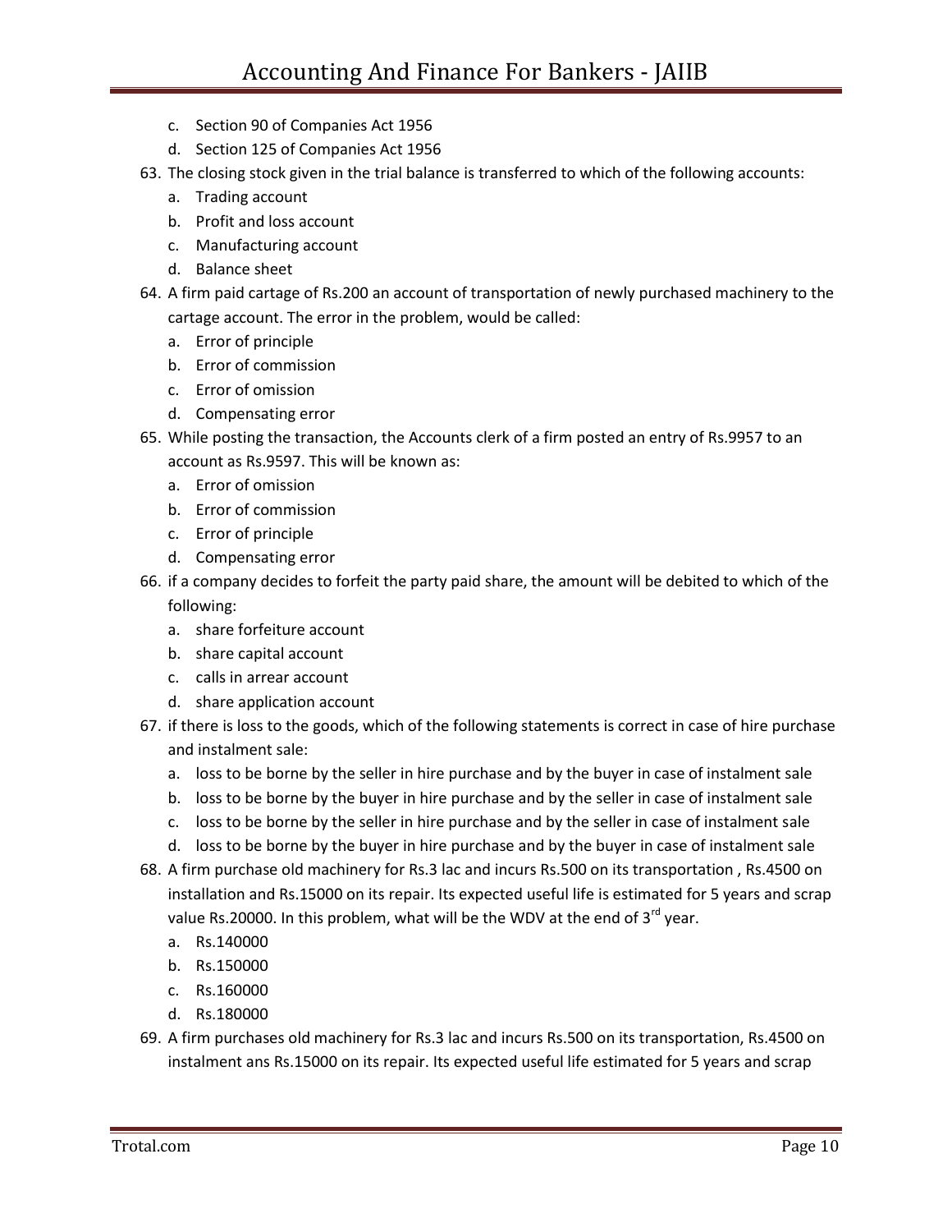c. Section 90 of Companies Act 1956
d. Section 125 of Companies Act 1956

63. The closing stock given in the trial balance is transferred to which of the following accounts:
    a. Trading account
    b. Profit and loss account
    c. Manufacturing account
    d. Balance sheet
64. A firm paid cartage of Rs.200 an account of transportation of newly purchased machinery to the cartage account. The error in the problem, would be called:
    a. Error of principle
    b. Error of commission
    c. Error of omission
    d. Compensating error
65. While posting the transaction, the Accounts clerk of a firm posted an entry of Rs.9957 to an account as Rs.9597. This will be known as:
    a. Error of omission
    b. Error of commission
    c. Error of principle
    d. Compensating error
66. if a company decides to forfeit the party paid share, the amount will be debited to which of the following:
    a. share forfeiture account
    b. share capital account
    c. calls in arrear account
    d. share application account
67. if there is loss to the goods, which of the following statements is correct in case of hire purchase and instalment sale:
    a. loss to be borne by the seller in hire purchase and by the buyer in case of instalment sale
    b. loss to be borne by the buyer in hire purchase and by the seller in case of instalment sale
    c. loss to be borne by the seller in hire purchase and by the seller in case of instalment sale
    d. loss to be borne by the buyer in hire purchase and by the buyer in case of instalment sale
68. A firm purchase old machinery for Rs.3 lac and incurs Rs.500 on its transportation , Rs.4500 on installation and Rs.15000 on its repair. Its expected useful life is estimated for 5 years and scrap value Rs.20000. In this problem, what will be the WDV at the end of 3rd year.
    a. Rs.140000
    b. Rs.150000
    c. Rs.160000
    d. Rs.180000
69. A firm purchases old machinery for Rs.3 lac and incurs Rs.500 on its transportation, Rs.4500 on instalment ans Rs.15000 on its repair. Its expected useful life estimated for 5 years and scrap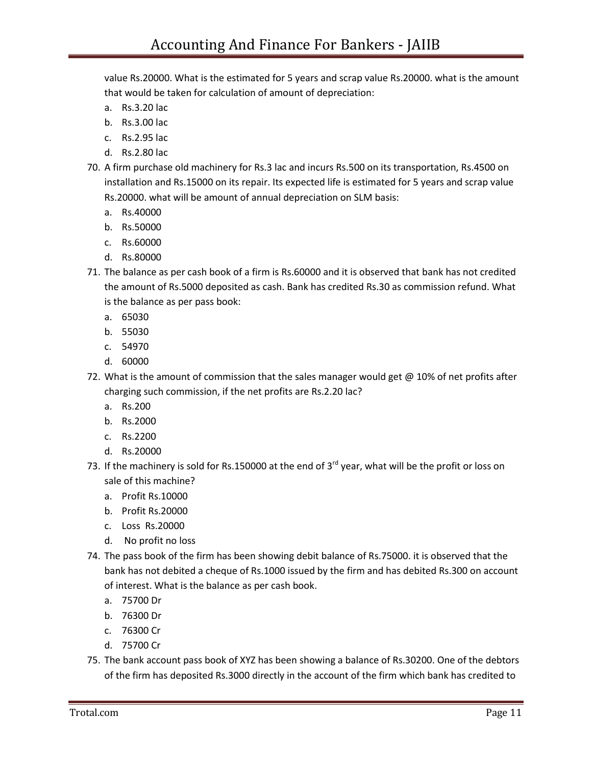value Rs.20000. What is the estimated for 5 years and scrap value Rs.20000. what is the amount that would be taken for calculation of amount of depreciation:

a. Rs.3.20 lac
b. Rs.3.00 lac
c. Rs.2.95 lac
d. Rs.2.80 lac

70. A firm purchase old machinery for Rs.3 lac and incurs Rs.500 on its transportation, Rs.4500 on installation and Rs.15000 on its repair. Its expected life is estimated for 5 years and scrap value Rs.20000. what will be amount of annual depreciation on SLM basis:
    a. Rs.40000
    b. Rs.50000
    c. Rs.60000
    d. Rs.80000
71. The balance as per cash book of a firm is Rs.60000 and it is observed that bank has not credited the amount of Rs.5000 deposited as cash. Bank has credited Rs.30 as commission refund. What is the balance as per pass book:
    a. 65030
    b. 55030
    c. 54970
    d. 60000
72. What is the amount of commission that the sales manager would get @ 10% of net profits after charging such commission, if the net profits are Rs.2.20 lac?
    a. Rs.200
    b. Rs.2000
    c. Rs.2200
    d. Rs.20000
73. If the machinery is sold for Rs.150000 at the end of 3rd year, what will be the profit or loss on sale of this machine?
    a. Profit Rs.10000
    b. Profit Rs.20000
    c. Loss Rs.20000
    d. No profit no loss
74. The pass book of the firm has been showing debit balance of Rs.75000. it is observed that the bank has not debited a cheque of Rs.1000 issued by the firm and has debited Rs.300 on account of interest. What is the balance as per cash book.
    a. 75700 Dr
    b. 76300 Dr
    c. 76300 Cr
    d. 75700 Cr
75. The bank account pass book of XYZ has been showing a balance of Rs.30200. One of the debtors of the firm has deposited Rs.3000 directly in the account of the firm which bank has credited to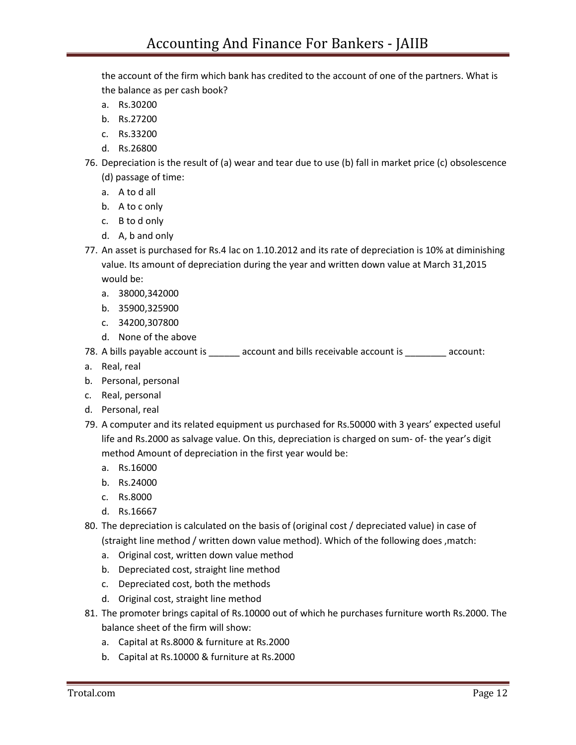the account of the firm which bank has credited to the account of one of the partners. What is the balance as per cash book?

a. Rs.30200
b. Rs.27200
c. Rs.33200
d. Rs.26800

76. Depreciation is the result of (a) wear and tear due to use (b) fall in market price (c) obsolescence (d) passage of time:
    a. A to d all
    b. A to c only
    c. B to d only
    d. A, b and only
77. An asset is purchased for Rs.4 lac on 1.10.2012 and its rate of depreciation is 10% at diminishing value. Its amount of depreciation during the year and written down value at March 31,2015 would be:
    a. 38000,342000
    b. 35900,325900
    c. 34200,307800
    d. None of the above
78. A bills payable account is ______ account and bills receivable account is ________ account:

a. Real, real
b. Personal, personal
c. Real, personal
d. Personal, real

79. A computer and its related equipment us purchased for Rs.50000 with 3 years' expected useful life and Rs.2000 as salvage value. On this, depreciation is charged on sum- of- the year's digit method Amount of depreciation in the first year would be:
    a. Rs.16000
    b. Rs.24000
    c. Rs.8000
    d. Rs.16667
80. The depreciation is calculated on the basis of (original cost / depreciated value) in case of (straight line method / written down value method). Which of the following does ,match:
    a. Original cost, written down value method
    b. Depreciated cost, straight line method
    c. Depreciated cost, both the methods
    d. Original cost, straight line method
81. The promoter brings capital of Rs.10000 out of which he purchases furniture worth Rs.2000. The balance sheet of the firm will show:
    a. Capital at Rs.8000 & furniture at Rs.2000
    b. Capital at Rs.10000 & furniture at Rs.2000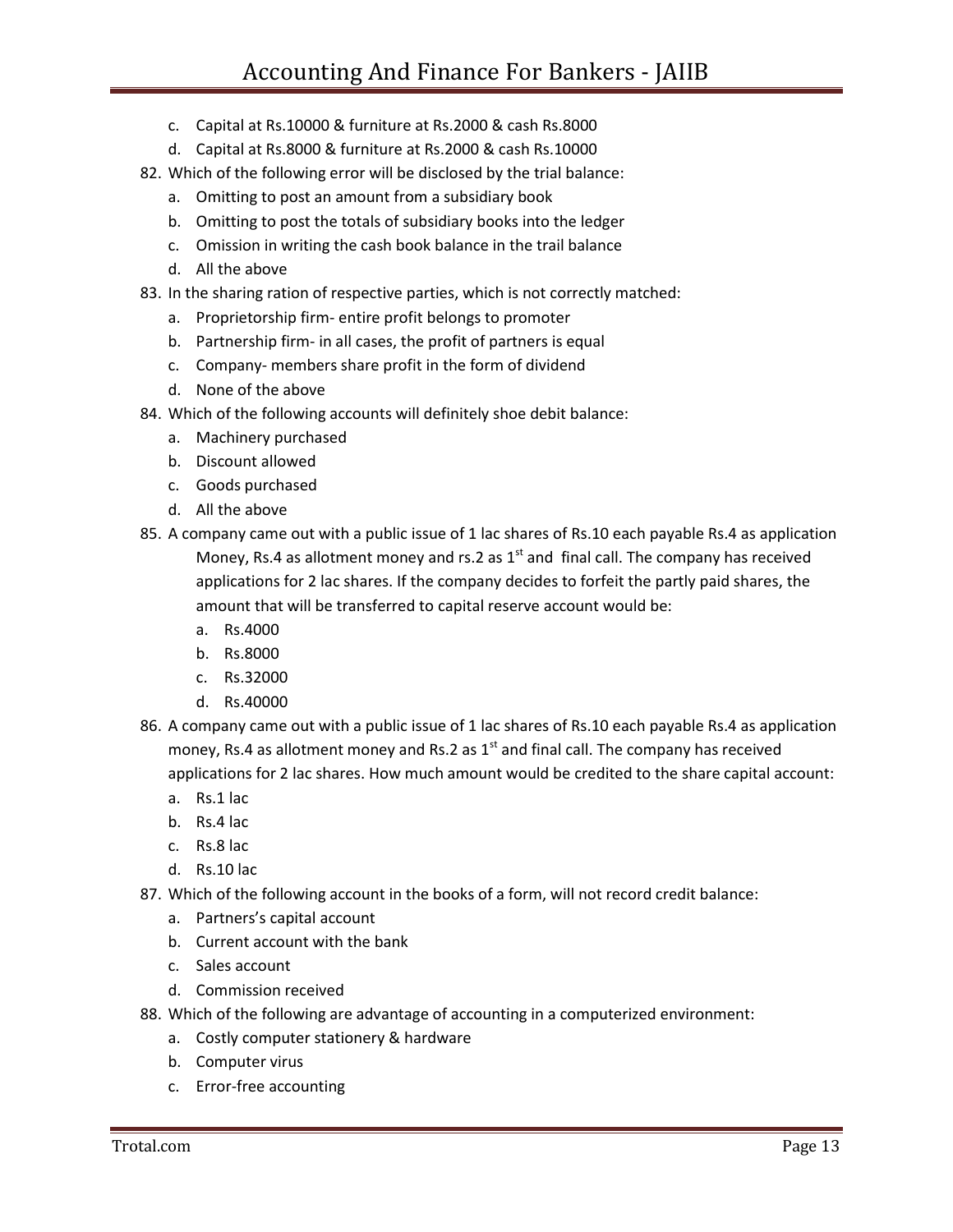c. Capital at Rs.10000 & furniture at Rs.2000 & cash Rs.8000
d. Capital at Rs.8000 & furniture at Rs.2000 & cash Rs.10000

82. Which of the following error will be disclosed by the trial balance:
    a. Omitting to post an amount from a subsidiary book
    b. Omitting to post the totals of subsidiary books into the ledger
    c. Omission in writing the cash book balance in the trail balance
    d. All the above
83. In the sharing ration of respective parties, which is not correctly matched:
    a. Proprietorship firm- entire profit belongs to promoter
    b. Partnership firm- in all cases, the profit of partners is equal
    c. Company- members share profit in the form of dividend
    d. None of the above
84. Which of the following accounts will definitely shoe debit balance:
    a. Machinery purchased
    b. Discount allowed
    c. Goods purchased
    d. All the above
85. A company came out with a public issue of 1 lac shares of Rs.10 each payable Rs.4 as application Money, Rs.4 as allotment money and rs.2 as 1st and final call. The company has received applications for 2 lac shares. If the company decides to forfeit the partly paid shares, the amount that will be transferred to capital reserve account would be:
    a. Rs.4000
    b. Rs.8000
    c. Rs.32000
    d. Rs.40000
86. A company came out with a public issue of 1 lac shares of Rs.10 each payable Rs.4 as application money, Rs.4 as allotment money and Rs.2 as 1st and final call. The company has received applications for 2 lac shares. How much amount would be credited to the share capital account:
    a. Rs.1 lac
    b. Rs.4 lac
    c. Rs.8 lac
    d. Rs.10 lac
87. Which of the following account in the books of a form, will not record credit balance:
    a. Partners's capital account
    b. Current account with the bank
    c. Sales account
    d. Commission received
88. Which of the following are advantage of accounting in a computerized environment:
    a. Costly computer stationery & hardware
    b. Computer virus
    c. Error-free accounting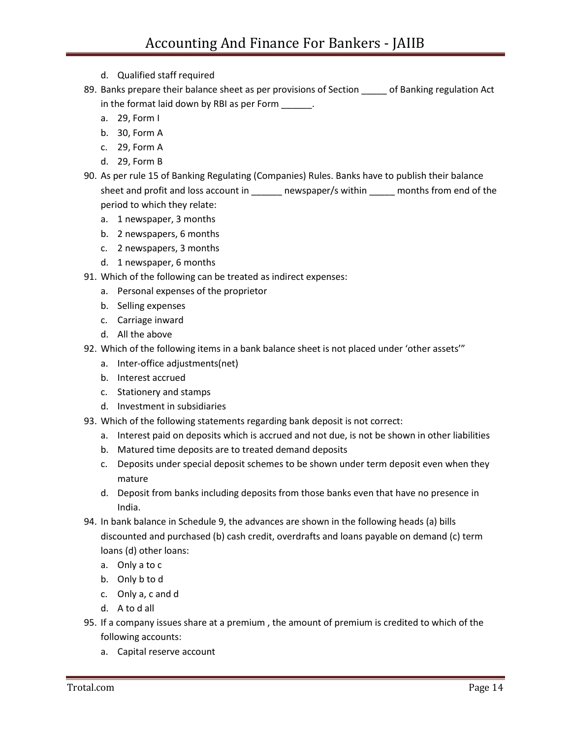d. Qualified staff required

89. Banks prepare their balance sheet as per provisions of Section _____ of Banking regulation Act in the format laid down by RBI as per Form ______.
    a. 29, Form I
    b. 30, Form A
    c. 29, Form A
    d. 29, Form B
90. As per rule 15 of Banking Regulating (Companies) Rules. Banks have to publish their balance sheet and profit and loss account in ______ newspaper/s within _____ months from end of the period to which they relate:
    a. 1 newspaper, 3 months
    b. 2 newspapers, 6 months
    c. 2 newspapers, 3 months
    d. 1 newspaper, 6 months
91. Which of the following can be treated as indirect expenses:
    a. Personal expenses of the proprietor
    b. Selling expenses
    c. Carriage inward
    d. All the above
92. Which of the following items in a bank balance sheet is not placed under 'other assets'"
    a. Inter-office adjustments(net)
    b. Interest accrued
    c. Stationery and stamps
    d. Investment in subsidiaries
93. Which of the following statements regarding bank deposit is not correct:
    a. Interest paid on deposits which is accrued and not due, is not be shown in other liabilities
    b. Matured time deposits are to treated demand deposits
    c. Deposits under special deposit schemes to be shown under term deposit even when they mature
    d. Deposit from banks including deposits from those banks even that have no presence in India.
94. In bank balance in Schedule 9, the advances are shown in the following heads (a) bills discounted and purchased (b) cash credit, overdrafts and loans payable on demand (c) term loans (d) other loans:
    a. Only a to c
    b. Only b to d
    c. Only a, c and d
    d. A to d all
95. If a company issues share at a premium , the amount of premium is credited to which of the following accounts:
    a. Capital reserve account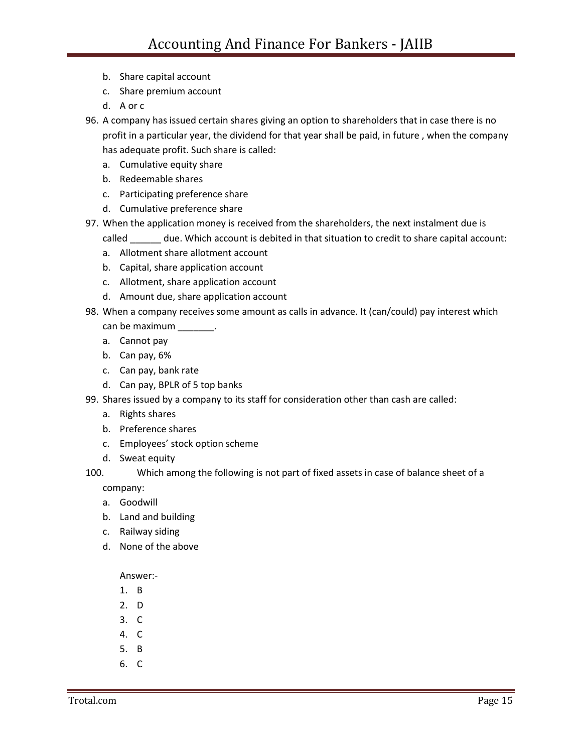b. Share capital account
c. Share premium account
d. A or c

96. A company has issued certain shares giving an option to shareholders that in case there is no profit in a particular year, the dividend for that year shall be paid, in future , when the company has adequate profit. Such share is called:
    a. Cumulative equity share
    b. Redeemable shares
    c. Participating preference share
    d. Cumulative preference share
97. When the application money is received from the shareholders, the next instalment due is called ______ due. Which account is debited in that situation to credit to share capital account:
    a. Allotment share allotment account
    b. Capital, share application account
    c. Allotment, share application account
    d. Amount due, share application account
98. When a company receives some amount as calls in advance. It (can/could) pay interest which can be maximum _______.
    a. Cannot pay
    b. Can pay, 6%
    c. Can pay, bank rate
    d. Can pay, BPLR of 5 top banks
99. Shares issued by a company to its staff for consideration other than cash are called:
    a. Rights shares
    b. Preference shares
    c. Employees' stock option scheme
    d. Sweat equity
100. Which among the following is not part of fixed assets in case of balance sheet of a company:
    a. Goodwill
    b. Land and building
    c. Railway siding
    d. None of the above

Answer:-

1. B
2. D
3. C
4. C
5. B
6. C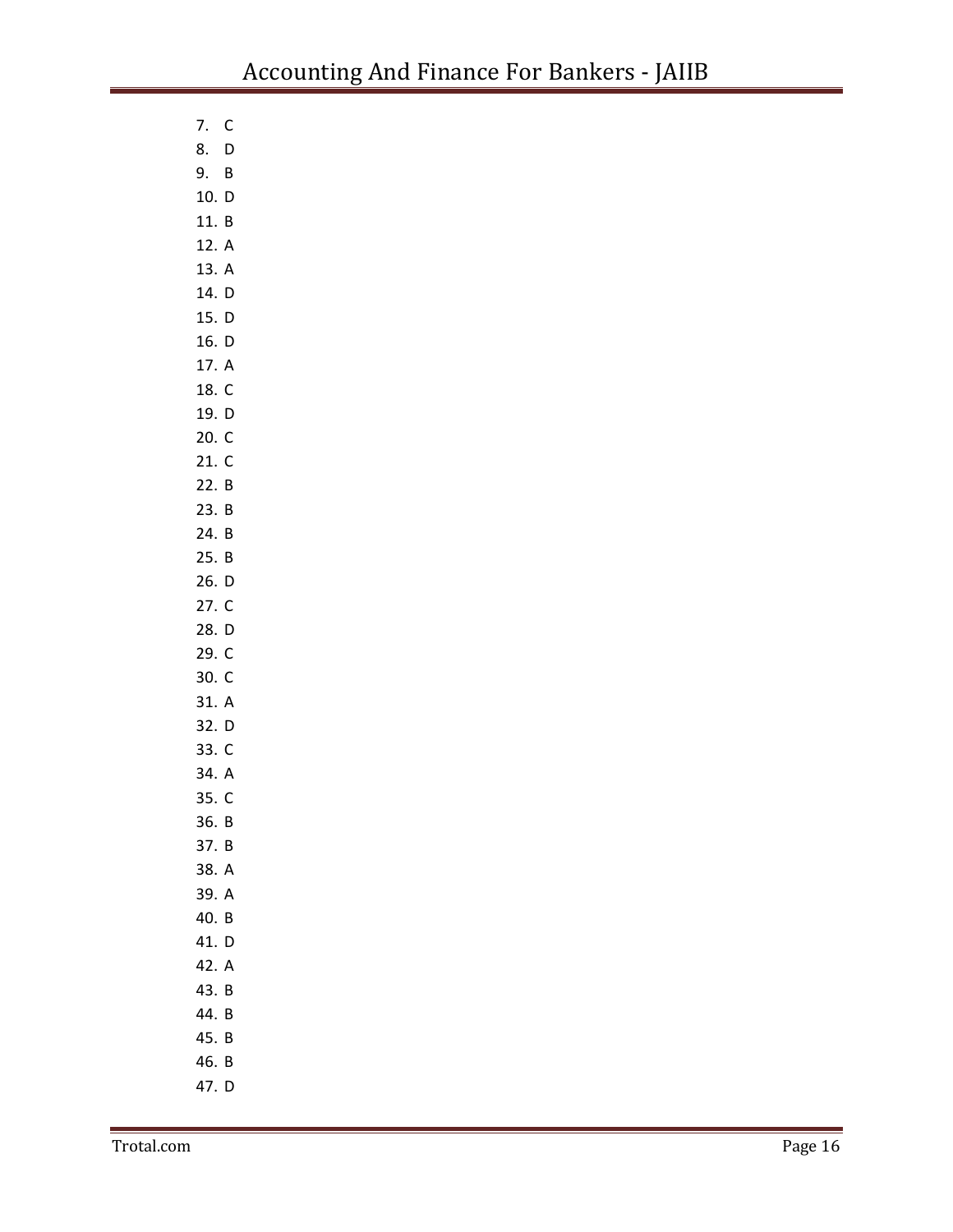7. C
8. D
9. B
10. D
11. B
12. A
13. A
14. D
15. D
16. D
17. A
18. C
19. D
20. C
21. C
22. B
23. B
24. B
25. B
26. D
27. C
28. D
29. C
30. C
31. A
32. D
33. C
34. A
35. C
36. B
37. B
38. A
39. A
40. B
41. D
42. A
43. B
44. B
45. B
46. B
47. D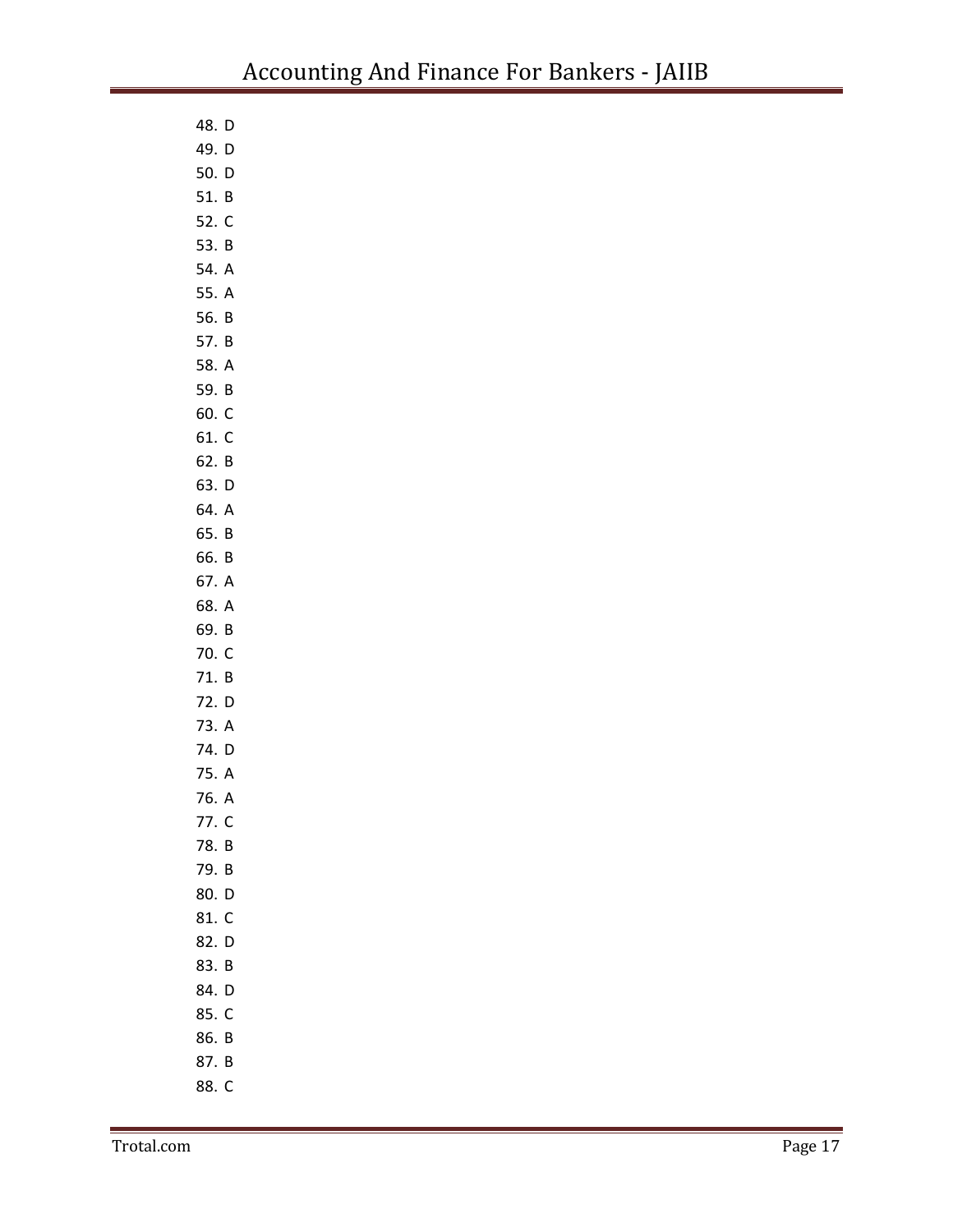48. D
49. D
50. D
51. B
52. C
53. B
54. A
55. A
56. B
57. B
58. A
59. B
60. C
61. C
62. B
63. D
64. A
65. B
66. B
67. A
68. A
69. B
70. C
71. B
72. D
73. A
74. D
75. A
76. A
77. C
78. B
79. B
80. D
81. C
82. D
83. B
84. D
85. C
86. B
87. B
88. C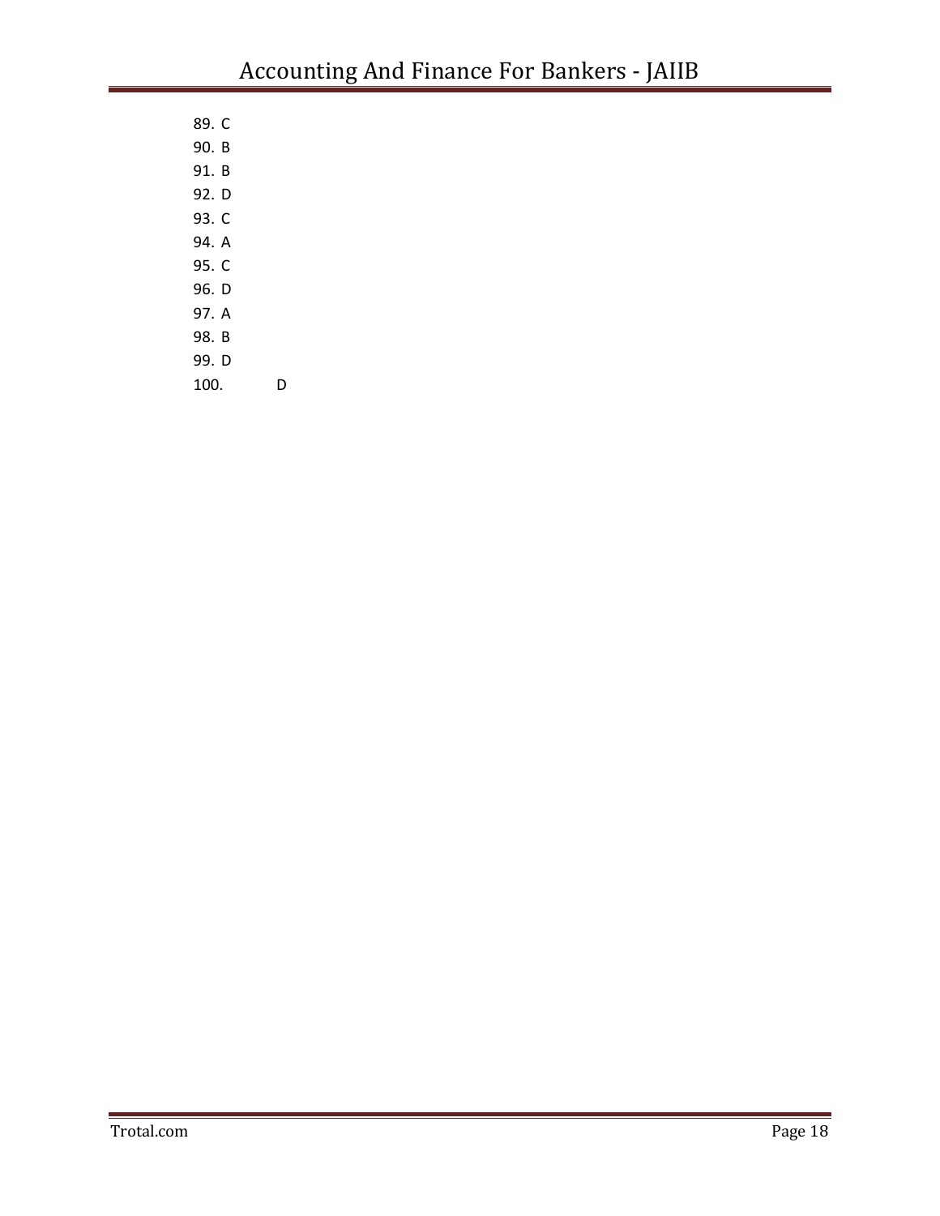89. C
90. B
91. B
92. D
93. C
94. A
95. C
96. D
97. A
98. B
99. D
100. D